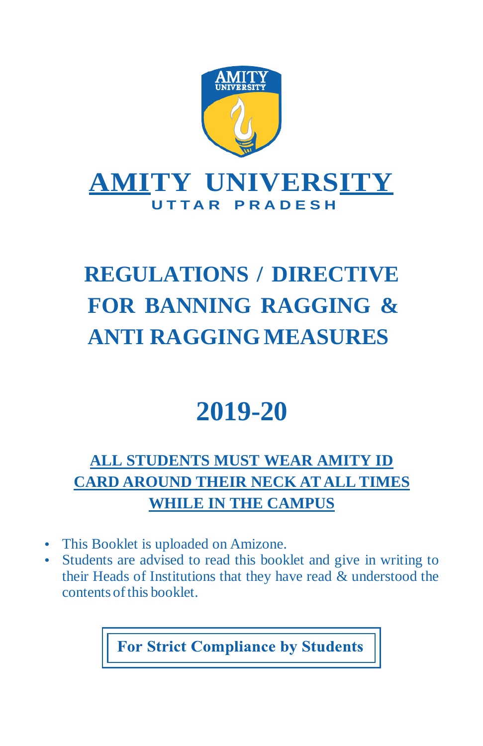# AMITY UNIVERSITY

**UTTAR PRADESH**

# REGULATIONS / DIRECTIVE FOR BANNING RAGGING & ANTI RAGGING MEASURES

# 2019-20

**ALL STUDENTS MUST WEAR AMITY ID CARD AROUND THEIR NECK AT ALL TIMES WHILE IN THE CAMPUS**

- This Booklet is uploaded on Amizone.
- Students are advised to read this booklet and give in writing to their Heads of Institutions that they have read & understood the contents of this booklet.

**For Strict Compliance by Students**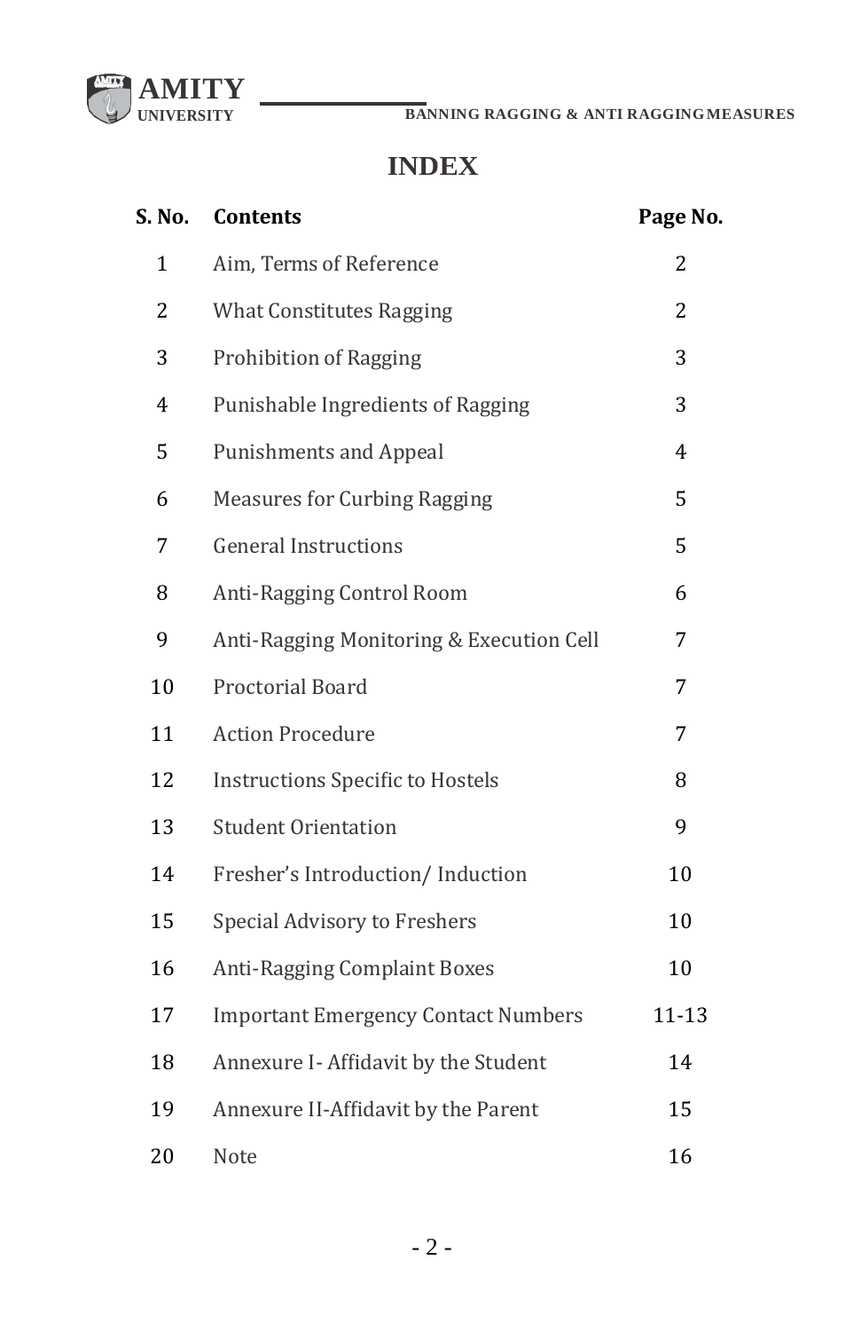# INDEX

| S. No. | Contents | Page No. |
|---|---|---|
| 1 | Aim, Terms of Reference | 2 |
| 2 | What Constitutes Ragging | 2 |
| 3 | Prohibition of Ragging | 3 |
| 4 | Punishable Ingredients of Ragging | 3 |
| 5 | Punishments and Appeal | 4 |
| 6 | Measures for Curbing Ragging | 5 |
| 7 | General Instructions | 5 |
| 8 | Anti-Ragging Control Room | 6 |
| 9 | Anti-Ragging Monitoring & Execution Cell | 7 |
| 10 | Proctorial Board | 7 |
| 11 | Action Procedure | 7 |
| 12 | Instructions Specific to Hostels | 8 |
| 13 | Student Orientation | 9 |
| 14 | Fresher's Introduction/ Induction | 10 |
| 15 | Special Advisory to Freshers | 10 |
| 16 | Anti-Ragging Complaint Boxes | 10 |
| 17 | Important Emergency Contact Numbers | 11-13 |
| 18 | Annexure I- Affidavit by the Student | 14 |
| 19 | Annexure II-Affidavit by the Parent | 15 |
| 20 | Note | 16 |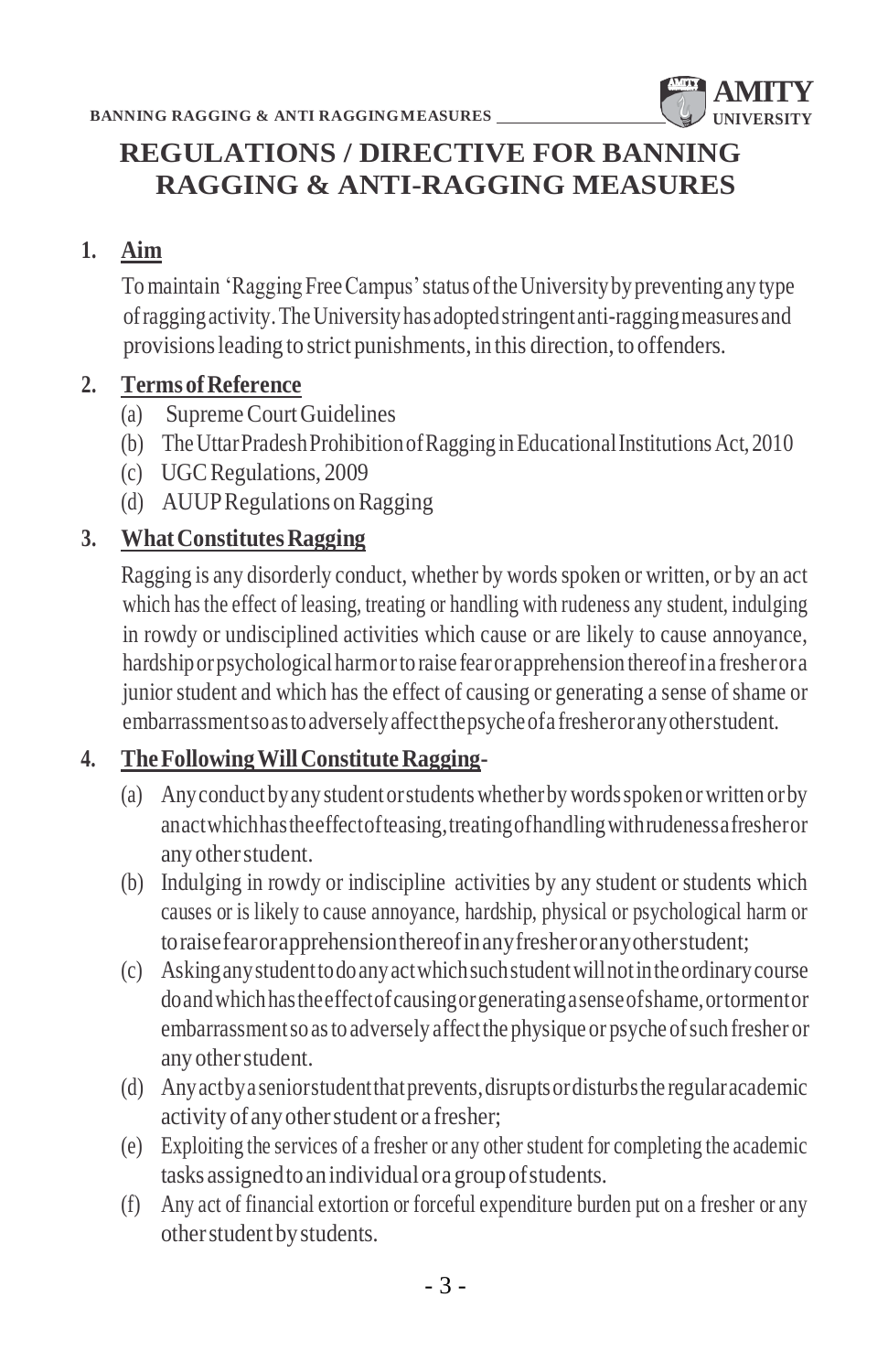# REGULATIONS / DIRECTIVE FOR BANNING RAGGING & ANTI-RAGGING MEASURES

## 1. Aim

To maintain 'Ragging Free Campus' status of the University by preventing any type of ragging activity. The University has adopted stringent anti-ragging measures and provisions leading to strict punishments, in this direction, to offenders.

## 2. Terms of Reference

(a) Supreme Court Guidelines

(b) The Uttar Pradesh Prohibition of Ragging in Educational Institutions Act, 2010

(c) UGC Regulations, 2009

(d) AUUP Regulations on Ragging

## 3. What Constitutes Ragging

Ragging is any disorderly conduct, whether by words spoken or written, or by an act which has the effect of leasing, treating or handling with rudeness any student, indulging in rowdy or undisciplined activities which cause or are likely to cause annoyance, hardship or psychological harm or to raise fear or apprehension thereof in a fresher or a junior student and which has the effect of causing or generating a sense of shame or embarrassment so as to adversely affect the psyche of a fresher or any other student.

## 4. The Following Will Constitute Ragging-

(a) Any conduct by any student or students whether by words spoken or written or by an act which has the effect of teasing, treating of handling with rudeness a fresher or any other student.

(b) Indulging in rowdy or indiscipline activities by any student or students which causes or is likely to cause annoyance, hardship, physical or psychological harm or to raise fear or apprehension thereof in any fresher or any other student;

(c) Asking any student to do any act which such student will not in the ordinary course do and which has the effect of causing or generating a sense of shame, or torment or embarrassment so as to adversely affect the physique or psyche of such fresher or any other student.

(d) Any act by a senior student that prevents, disrupts or disturbs the regular academic activity of any other student or a fresher;

(e) Exploiting the services of a fresher or any other student for completing the academic tasks assigned to an individual or a group of students.

(f) Any act of financial extortion or forceful expenditure burden put on a fresher or any other student by students.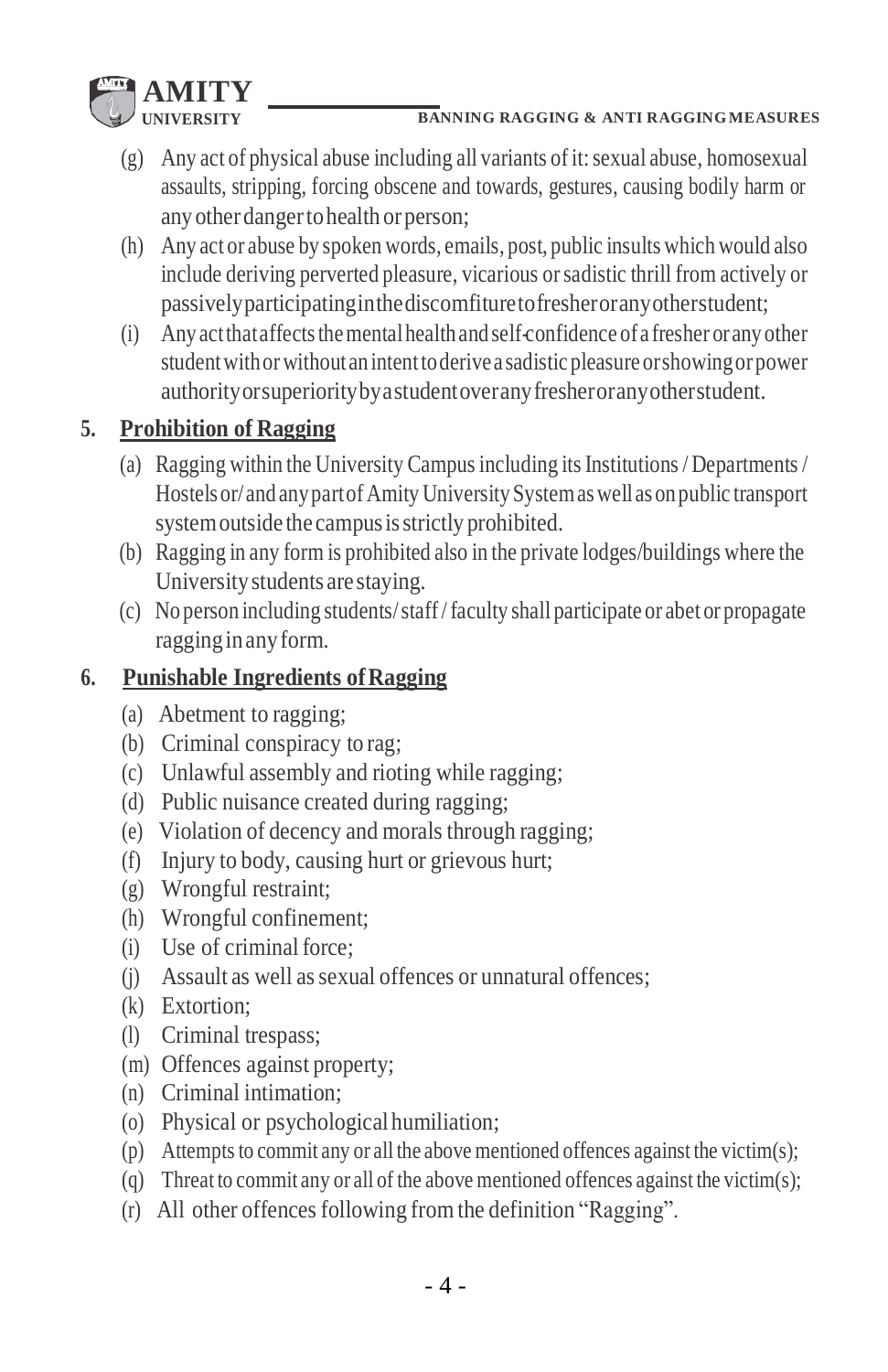(g) Any act of physical abuse including all variants of it: sexual abuse, homosexual assaults, stripping, forcing obscene and towards, gestures, causing bodily harm or any other danger to health or person;

(h) Any act or abuse by spoken words, emails, post, public insults which would also include deriving perverted pleasure, vicarious or sadistic thrill from actively or passively participating in the discomfiture to fresher or any other student;

(i) Any act that affects the mental health and self-confidence of a fresher or any other student with or without an intent to derive a sadistic pleasure or showing or power authority or superiority by a student over any fresher or any other student.

## 5. Prohibition of Ragging

(a) Ragging within the University Campus including its Institutions / Departments / Hostels or/ and any part of Amity University System as well as on public transport system outside the campus is strictly prohibited.

(b) Ragging in any form is prohibited also in the private lodges/buildings where the University students are staying.

(c) No person including students/ staff / faculty shall participate or abet or propagate ragging in any form.

## 6. Punishable Ingredients of Ragging

(a) Abetment to ragging;
(b) Criminal conspiracy to rag;
(c) Unlawful assembly and rioting while ragging;
(d) Public nuisance created during ragging;
(e) Violation of decency and morals through ragging;
(f) Injury to body, causing hurt or grievous hurt;
(g) Wrongful restraint;
(h) Wrongful confinement;
(i) Use of criminal force;
(j) Assault as well as sexual offences or unnatural offences;
(k) Extortion;
(l) Criminal trespass;
(m) Offences against property;
(n) Criminal intimation;
(o) Physical or psychological humiliation;
(p) Attempts to commit any or all the above mentioned offences against the victim(s);
(q) Threat to commit any or all of the above mentioned offences against the victim(s);
(r) All other offences following from the definition "Ragging".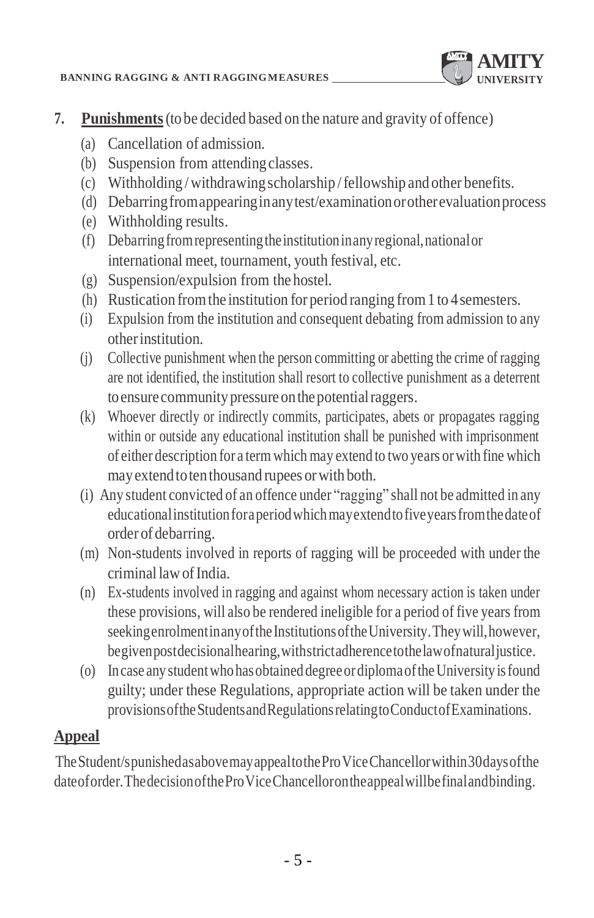7. **Punishments** (to be decided based on the nature and gravity of offence)

   (a) Cancellation of admission.

   (b) Suspension from attending classes.

   (c) Withholding / withdrawing scholarship / fellowship and other benefits.

   (d) Debarring from appearing in any test/examination or other evaluation process

   (e) Withholding results.

   (f) Debarring from representing the institution in any regional, national or international meet, tournament, youth festival, etc.

   (g) Suspension/expulsion from the hostel.

   (h) Rustication from the institution for period ranging from 1 to 4 semesters.

   (i) Expulsion from the institution and consequent debating from admission to any other institution.

   (j) Collective punishment when the person committing or abetting the crime of ragging are not identified, the institution shall resort to collective punishment as a deterrent to ensure community pressure on the potential raggers.

   (k) Whoever directly or indirectly commits, participates, abets or propagates ragging within or outside any educational institution shall be punished with imprisonment of either description for a term which may extend to two years or with fine which may extend to ten thousand rupees or with both.

   (i) Any student convicted of an offence under "ragging" shall not be admitted in any educational institution for a period which may extend to five years from the date of order of debarring.

   (m) Non-students involved in reports of ragging will be proceeded with under the criminal law of India.

   (n) Ex-students involved in ragging and against whom necessary action is taken under these provisions, will also be rendered ineligible for a period of five years from seeking enrolment in any of the Institutions of the University. They will, however, be given post decisional hearing, with strict adherence to the law of natural justice.

   (o) In case any student who has obtained degree or diploma of the University is found guilty; under these Regulations, appropriate action will be taken under the provisions of the Students and Regulations relating to Conduct of Examinations.

**Appeal**

The Student/s punished as above may appeal to the Pro Vice Chancellor within 30 days of the date of order. The decision of the Pro Vice Chancellor on the appeal will be final and binding.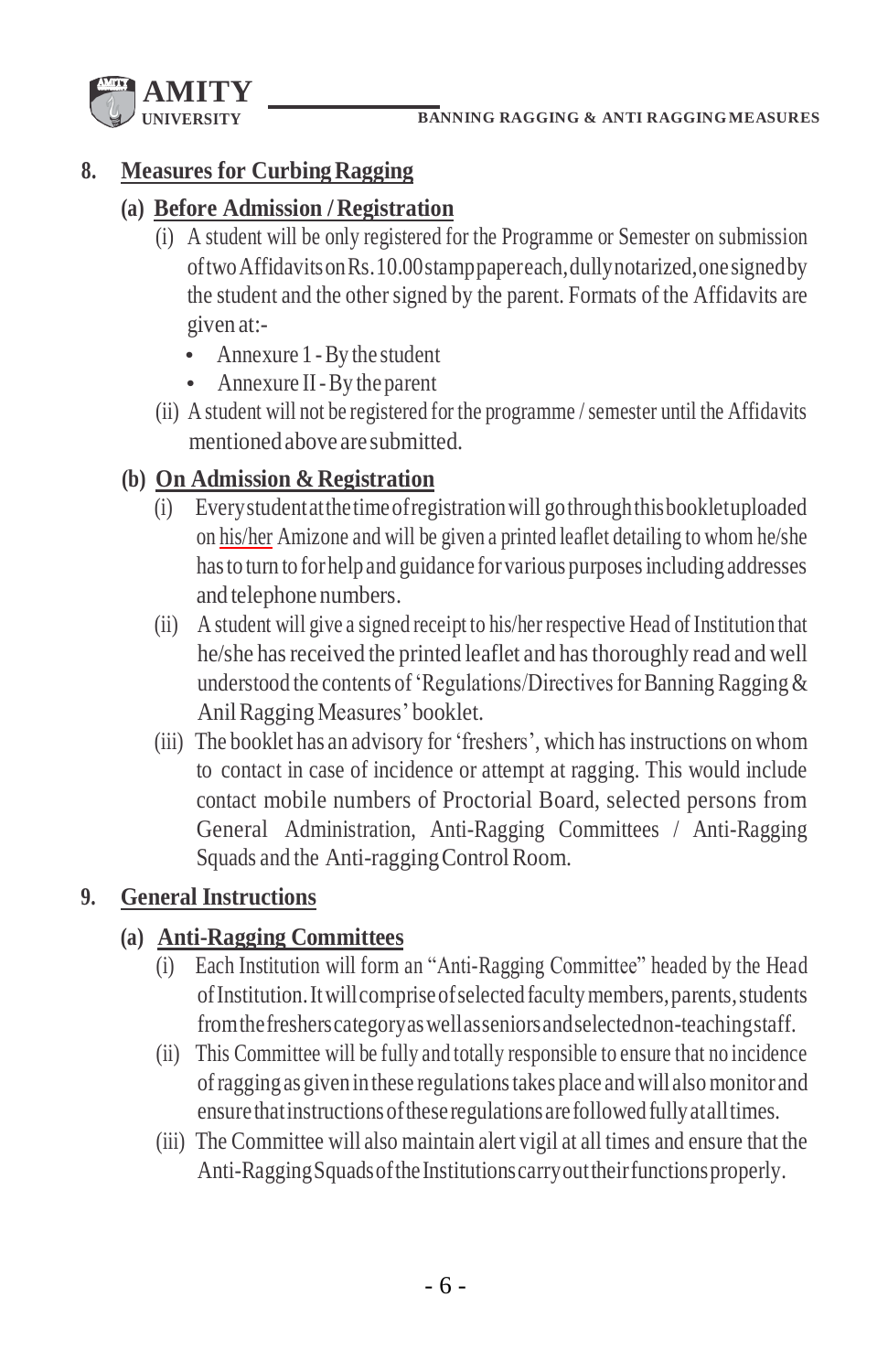## 8. Measures for Curbing Ragging

### (a) Before Admission / Registration

(i) A student will be only registered for the Programme or Semester on submission of two Affidavits on Rs.10.00 stamp paper each, dully notarized, one signed by the student and the other signed by the parent. Formats of the Affidavits are given at:-

- Annexure 1 - By the student
- Annexure II - By the parent

(ii) A student will not be registered for the programme / semester until the Affidavits mentioned above are submitted.

### (b) On Admission & Registration

(i) Every student at the time of registration will go through this booklet uploaded on his/her Amizone and will be given a printed leaflet detailing to whom he/she has to turn to for help and guidance for various purposes including addresses and telephone numbers.

(ii) A student will give a signed receipt to his/her respective Head of Institution that he/she has received the printed leaflet and has thoroughly read and well understood the contents of 'Regulations/Directives for Banning Ragging & Anil Ragging Measures' booklet.

(iii) The booklet has an advisory for 'freshers', which has instructions on whom to contact in case of incidence or attempt at ragging. This would include contact mobile numbers of Proctorial Board, selected persons from General Administration, Anti-Ragging Committees / Anti-Ragging Squads and the Anti-ragging Control Room.

## 9. General Instructions

### (a) Anti-Ragging Committees

(i) Each Institution will form an "Anti-Ragging Committee" headed by the Head of Institution. It will comprise of selected faculty members, parents, students from the freshers category as well as seniors and selected non-teaching staff.

(ii) This Committee will be fully and totally responsible to ensure that no incidence of ragging as given in these regulations takes place and will also monitor and ensure that instructions of these regulations are followed fully at all times.

(iii) The Committee will also maintain alert vigil at all times and ensure that the Anti-Ragging Squads of the Institutions carry out their functions properly.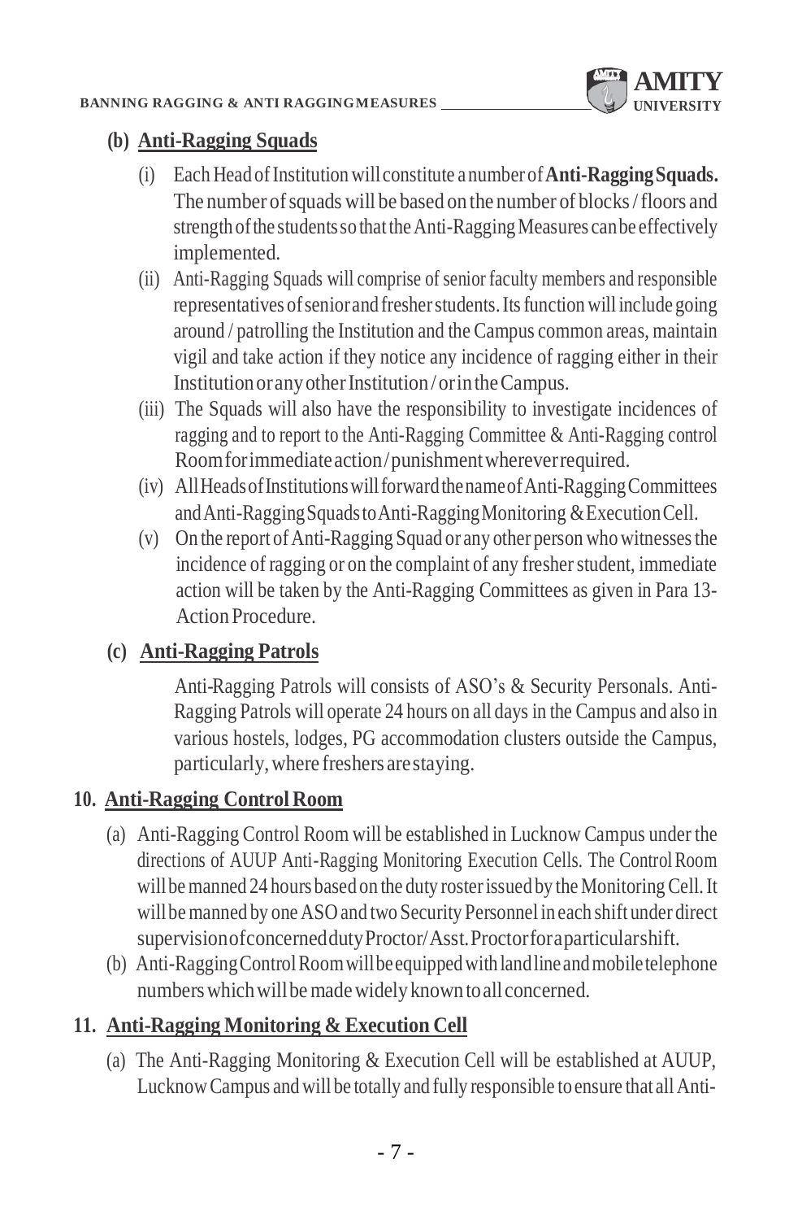**(b) Anti-Ragging Squads**

(i) Each Head of Institution will constitute a number of **Anti-Ragging Squads.** The number of squads will be based on the number of blocks / floors and strength of the students so that the Anti-Ragging Measures can be effectively implemented.

(ii) Anti-Ragging Squads will comprise of senior faculty members and responsible representatives of senior and fresher students. Its function will include going around / patrolling the Institution and the Campus common areas, maintain vigil and take action if they notice any incidence of ragging either in their Institution or any other Institution / or in the Campus.

(iii) The Squads will also have the responsibility to investigate incidences of ragging and to report to the Anti-Ragging Committee & Anti-Ragging control Room for immediate action / punishment wherever required.

(iv) All Heads of Institutions will forward the name of Anti-Ragging Committees and Anti-Ragging Squads to Anti-Ragging Monitoring & Execution Cell.

(v) On the report of Anti-Ragging Squad or any other person who witnesses the incidence of ragging or on the complaint of any fresher student, immediate action will be taken by the Anti-Ragging Committees as given in Para 13- Action Procedure.

**(c) Anti-Ragging Patrols**

Anti-Ragging Patrols will consists of ASO's & Security Personals. Anti-Ragging Patrols will operate 24 hours on all days in the Campus and also in various hostels, lodges, PG accommodation clusters outside the Campus, particularly, where freshers are staying.

## 10. Anti-Ragging Control Room

(a) Anti-Ragging Control Room will be established in Lucknow Campus under the directions of AUUP Anti-Ragging Monitoring Execution Cells. The Control Room will be manned 24 hours based on the duty roster issued by the Monitoring Cell. It will be manned by one ASO and two Security Personnel in each shift under direct supervision of concerned duty Proctor/ Asst. Proctor for a particular shift.

(b) Anti-Ragging Control Room will be equipped with landline and mobile telephone numbers which will be made widely known to all concerned.

## 11. Anti-Ragging Monitoring & Execution Cell

(a) The Anti-Ragging Monitoring & Execution Cell will be established at AUUP, Lucknow Campus and will be totally and fully responsible to ensure that all Anti-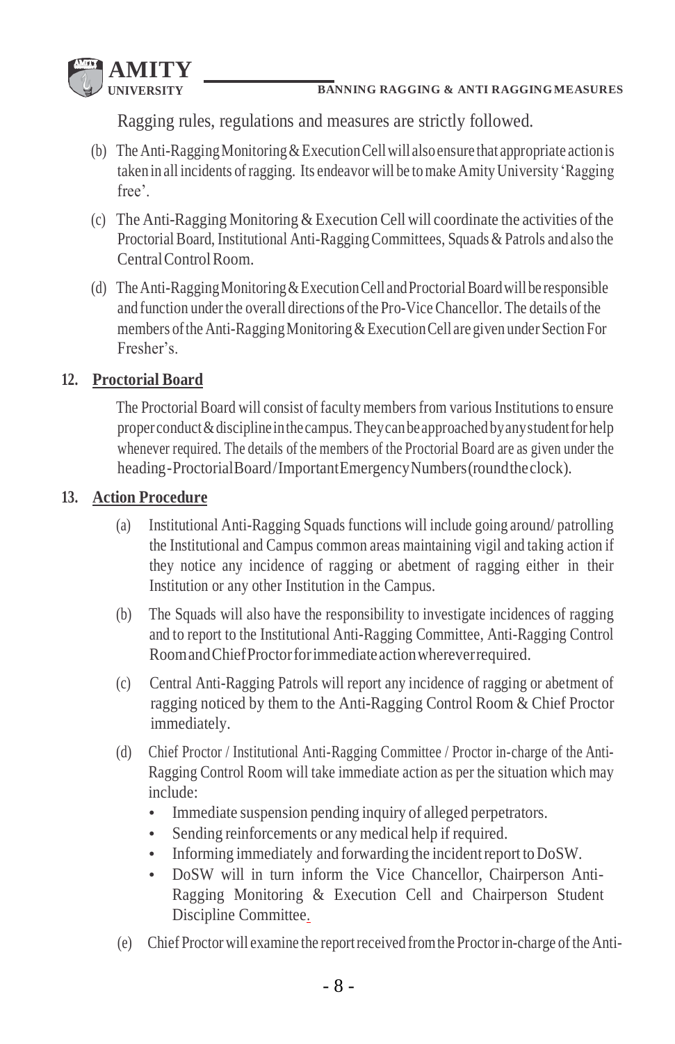Ragging rules, regulations and measures are strictly followed.

(b) The Anti-Ragging Monitoring & Execution Cell will also ensure that appropriate action is taken in all incidents of ragging. Its endeavor will be to make Amity University 'Ragging free'.

(c) The Anti-Ragging Monitoring & Execution Cell will coordinate the activities of the Proctorial Board, Institutional Anti-Ragging Committees, Squads & Patrols and also the Central Control Room.

(d) The Anti-Ragging Monitoring & Execution Cell and Proctorial Board will be responsible and function under the overall directions of the Pro-Vice Chancellor. The details of the members of the Anti-Ragging Monitoring & Execution Cell are given under Section For Fresher's.

**12. <u>Proctorial Board</u>**

The Proctorial Board will consist of faculty members from various Institutions to ensure proper conduct & discipline in the campus. They can be approached by any student for help whenever required. The details of the members of the Proctorial Board are as given under the heading-Proctorial Board / Important Emergency Numbers (round the clock).

**13. <u>Action Procedure</u>**

(a) Institutional Anti-Ragging Squads functions will include going around/ patrolling the Institutional and Campus common areas maintaining vigil and taking action if they notice any incidence of ragging or abetment of ragging either in their Institution or any other Institution in the Campus.

(b) The Squads will also have the responsibility to investigate incidences of ragging and to report to the Institutional Anti-Ragging Committee, Anti-Ragging Control Room and Chief Proctor for immediate action wherever required.

(c) Central Anti-Ragging Patrols will report any incidence of ragging or abetment of ragging noticed by them to the Anti-Ragging Control Room & Chief Proctor immediately.

(d) Chief Proctor / Institutional Anti-Ragging Committee / Proctor in-charge of the Anti-Ragging Control Room will take immediate action as per the situation which may include:

- Immediate suspension pending inquiry of alleged perpetrators.
- Sending reinforcements or any medical help if required.
- Informing immediately and forwarding the incident report to DoSW.
- DoSW will in turn inform the Vice Chancellor, Chairperson Anti-Ragging Monitoring & Execution Cell and Chairperson Student Discipline Committee.

(e) Chief Proctor will examine the report received from the Proctor in-charge of the Anti-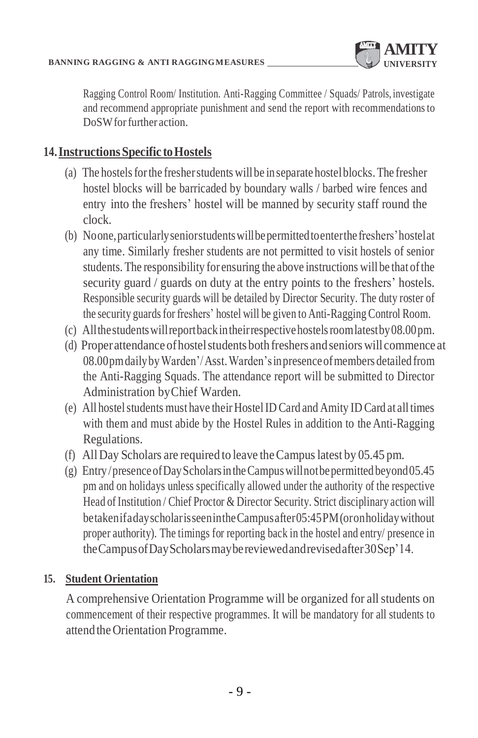Ragging Control Room/ Institution. Anti-Ragging Committee / Squads/ Patrols, investigate and recommend appropriate punishment and send the report with recommendations to DoSW for further action.

## 14. Instructions Specific to Hostels

(a) The hostels for the fresher students will be in separate hostel blocks. The fresher hostel blocks will be barricaded by boundary walls / barbed wire fences and entry into the freshers' hostel will be manned by security staff round the clock.

(b) No one, particularly senior students will be permitted to enter the freshers' hostel at any time. Similarly fresher students are not permitted to visit hostels of senior students. The responsibility for ensuring the above instructions will be that of the security guard / guards on duty at the entry points to the freshers' hostels. Responsible security guards will be detailed by Director Security. The duty roster of the security guards for freshers' hostel will be given to Anti-Ragging Control Room.

(c) All the students will report back in their respective hostels room latest by 08.00 pm.

(d) Proper attendance of hostel students both freshers and seniors will commence at 08.00 pm daily by Warden'/ Asst. Warden's in presence of members detailed from the Anti-Ragging Squads. The attendance report will be submitted to Director Administration by Chief Warden.

(e) All hostel students must have their Hostel ID Card and Amity ID Card at all times with them and must abide by the Hostel Rules in addition to the Anti-Ragging Regulations.

(f) All Day Scholars are required to leave the Campus latest by 05.45 pm.

(g) Entry / presence of Day Scholars in the Campus will not be permitted beyond 05.45 pm and on holidays unless specifically allowed under the authority of the respective Head of Institution / Chief Proctor & Director Security. Strict disciplinary action will be taken if a day scholar is seen in the Campus after 05:45 PM (or on holiday without proper authority). The timings for reporting back in the hostel and entry/ presence in the Campus of Day Scholars may be reviewed and revised after 30 Sep'14.

## 15. Student Orientation

A comprehensive Orientation Programme will be organized for all students on commencement of their respective programmes. It will be mandatory for all students to attend the Orientation Programme.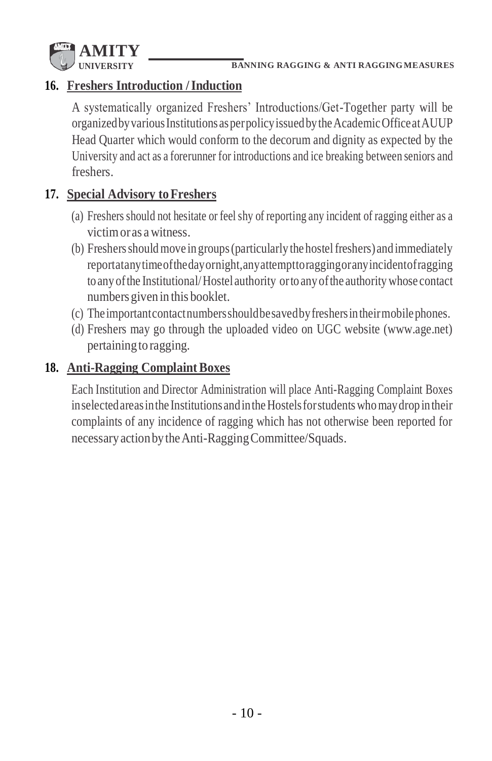## 16. Freshers Introduction / Induction

A systematically organized Freshers' Introductions/Get-Together party will be organized by various Institutions as per policy issued by the Academic Office at AUUP Head Quarter which would conform to the decorum and dignity as expected by the University and act as a forerunner for introductions and ice breaking between seniors and freshers.

## 17. Special Advisory to Freshers

(a) Freshers should not hesitate or feel shy of reporting any incident of ragging either as a victim or as a witness.

(b) Freshers should move in groups (particularly the hostel freshers) and immediately report at any time of the day or night, any attempt to ragging or any incident of ragging to any of the Institutional/ Hostel authority or to any of the authority whose contact numbers given in this booklet.

(c) The important contact numbers should be saved by freshers in their mobile phones.

(d) Freshers may go through the uploaded video on UGC website (www.age.net) pertaining to ragging.

## 18. Anti-Ragging Complaint Boxes

Each Institution and Director Administration will place Anti-Ragging Complaint Boxes in selected areas in the Institutions and in the Hostels for students who may drop in their complaints of any incidence of ragging which has not otherwise been reported for necessary action by the Anti-Ragging Committee/Squads.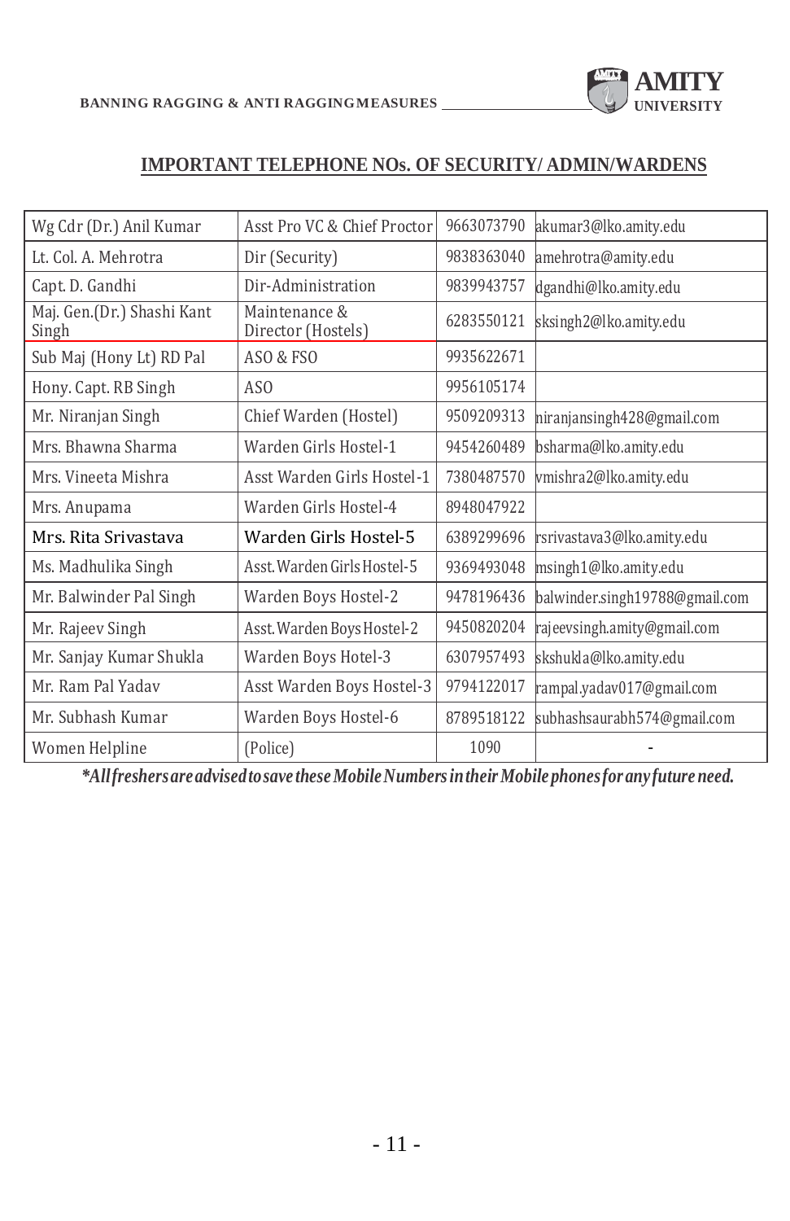## IMPORTANT TELEPHONE NOs. OF SECURITY/ ADMIN/WARDENS

| | | | |
|---|---|---|---|
| Wg Cdr (Dr.) Anil Kumar | Asst Pro VC & Chief Proctor | 9663073790 | akumar3@lko.amity.edu |
| Lt. Col. A. Mehrotra | Dir (Security) | 9838363040 | amehrotra@amity.edu |
| Capt. D. Gandhi | Dir-Administration | 9839943757 | dgandhi@lko.amity.edu |
| Maj. Gen.(Dr.) Shashi Kant Singh | Maintenance & Director (Hostels) | 6283550121 | sksingh2@lko.amity.edu |
| Sub Maj (Hony Lt) RD Pal | ASO & FSO | 9935622671 | |
| Hony. Capt. RB Singh | ASO | 9956105174 | |
| Mr. Niranjan Singh | Chief Warden (Hostel) | 9509209313 | niranjansingh428@gmail.com |
| Mrs. Bhawna Sharma | Warden Girls Hostel-1 | 9454260489 | bsharma@lko.amity.edu |
| Mrs. Vineeta Mishra | Asst Warden Girls Hostel-1 | 7380487570 | vmishra2@lko.amity.edu |
| Mrs. Anupama | Warden Girls Hostel-4 | 8948047922 | |
| Mrs. Rita Srivastava | Warden Girls Hostel-5 | 6389299696 | rsrivastava3@lko.amity.edu |
| Ms. Madhulika Singh | Asst. Warden Girls Hostel-5 | 9369493048 | msingh1@lko.amity.edu |
| Mr. Balwinder Pal Singh | Warden Boys Hostel-2 | 9478196436 | balwinder.singh19788@gmail.com |
| Mr. Rajeev Singh | Asst. Warden Boys Hostel-2 | 9450820204 | rajeevsingh.amity@gmail.com |
| Mr. Sanjay Kumar Shukla | Warden Boys Hotel-3 | 6307957493 | skshukla@lko.amity.edu |
| Mr. Ram Pal Yadav | Asst Warden Boys Hostel-3 | 9794122017 | rampal.yadav017@gmail.com |
| Mr. Subhash Kumar | Warden Boys Hostel-6 | 8789518122 | subhashsaurabh574@gmail.com |
| Women Helpline | (Police) | 1090 | - |

***All freshers are advised to save these Mobile Numbers in their Mobile phones for any future need.***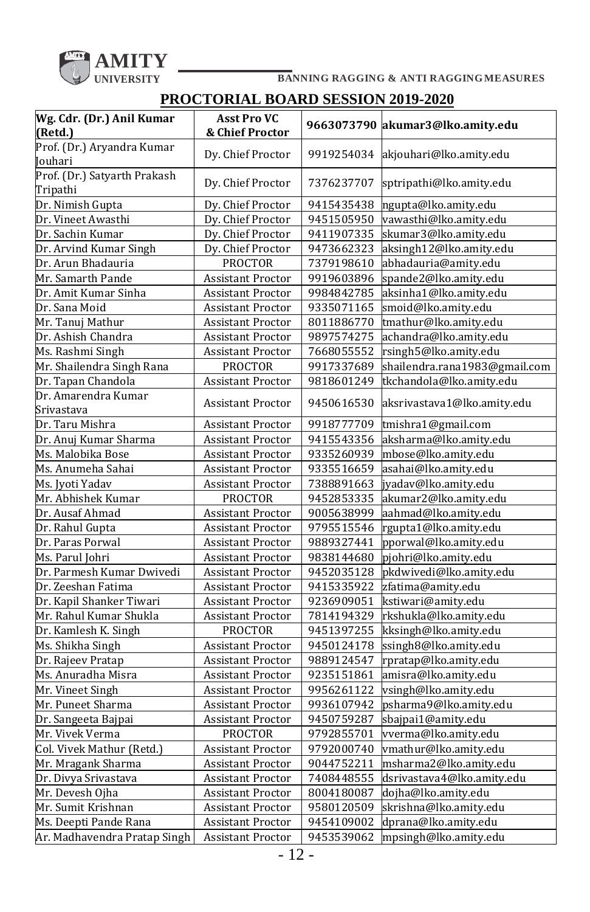## PROCTORIAL BOARD SESSION 2019-2020

| **Wg. Cdr. (Dr.) Anil Kumar (Retd.)** | **Asst Pro VC & Chief Proctor** | **9663073790** | **akumar3@lko.amity.edu** |
|---|---|---|---|
| Prof. (Dr.) Aryandra Kumar Jouhari | Dy. Chief Proctor | 9919254034 | akjouhari@lko.amity.edu |
| Prof. (Dr.) Satyarth Prakash Tripathi | Dy. Chief Proctor | 7376237707 | sptripathi@lko.amity.edu |
| Dr. Nimish Gupta | Dy. Chief Proctor | 9415435438 | ngupta@lko.amity.edu |
| Dr. Vineet Awasthi | Dy. Chief Proctor | 9451505950 | vawasthi@lko.amity.edu |
| Dr. Sachin Kumar | Dy. Chief Proctor | 9411907335 | skumar3@lko.amity.edu |
| Dr. Arvind Kumar Singh | Dy. Chief Proctor | 9473662323 | aksingh12@lko.amity.edu |
| Dr. Arun Bhadauria | PROCTOR | 7379198610 | abhadauria@amity.edu |
| Mr. Samarth Pande | Assistant Proctor | 9919603896 | spande2@lko.amity.edu |
| Dr. Amit Kumar Sinha | Assistant Proctor | 9984842785 | aksinha1@lko.amity.edu |
| Dr. Sana Moid | Assistant Proctor | 9335071165 | smoid@lko.amity.edu |
| Mr. Tanuj Mathur | Assistant Proctor | 8011886770 | tmathur@lko.amity.edu |
| Dr. Ashish Chandra | Assistant Proctor | 9897574275 | achandra@lko.amity.edu |
| Ms. Rashmi Singh | Assistant Proctor | 7668055552 | rsingh5@lko.amity.edu |
| Mr. Shailendra Singh Rana | PROCTOR | 9917337689 | shailendra.rana1983@gmail.com |
| Dr. Tapan Chandola | Assistant Proctor | 9818601249 | tkchandola@lko.amity.edu |
| Dr. Amarendra Kumar Srivastava | Assistant Proctor | 9450616530 | aksrivastava1@lko.amity.edu |
| Dr. Taru Mishra | Assistant Proctor | 9918777709 | tmishra1@gmail.com |
| Dr. Anuj Kumar Sharma | Assistant Proctor | 9415543356 | aksharma@lko.amity.edu |
| Ms. Malobika Bose | Assistant Proctor | 9335260939 | mbose@lko.amity.edu |
| Ms. Anumeha Sahai | Assistant Proctor | 9335516659 | asahai@lko.amity.edu |
| Ms. Jyoti Yadav | Assistant Proctor | 7388891663 | jyadav@lko.amity.edu |
| Mr. Abhishek Kumar | PROCTOR | 9452853335 | akumar2@lko.amity.edu |
| Dr. Ausaf Ahmad | Assistant Proctor | 9005638999 | aahmad@lko.amity.edu |
| Dr. Rahul Gupta | Assistant Proctor | 9795515546 | rgupta1@lko.amity.edu |
| Dr. Paras Porwal | Assistant Proctor | 9889327441 | pporwal@lko.amity.edu |
| Ms. Parul Johri | Assistant Proctor | 9838144680 | pjohri@lko.amity.edu |
| Dr. Parmesh Kumar Dwivedi | Assistant Proctor | 9452035128 | pkdwivedi@lko.amity.edu |
| Dr. Zeeshan Fatima | Assistant Proctor | 9415335922 | zfatima@amity.edu |
| Dr. Kapil Shanker Tiwari | Assistant Proctor | 9236909051 | kstiwari@amity.edu |
| Mr. Rahul Kumar Shukla | Assistant Proctor | 7814194329 | rkshukla@lko.amity.edu |
| Dr. Kamlesh K. Singh | PROCTOR | 9451397255 | kksingh@lko.amity.edu |
| Ms. Shikha Singh | Assistant Proctor | 9450124178 | ssingh8@lko.amity.edu |
| Dr. Rajeev Pratap | Assistant Proctor | 9889124547 | rpratap@lko.amity.edu |
| Ms. Anuradha Misra | Assistant Proctor | 9235151861 | amisra@lko.amity.edu |
| Mr. Vineet Singh | Assistant Proctor | 9956261122 | vsingh@lko.amity.edu |
| Mr. Puneet Sharma | Assistant Proctor | 9936107942 | psharma9@lko.amity.edu |
| Dr. Sangeeta Bajpai | Assistant Proctor | 9450759287 | sbajpai1@amity.edu |
| Mr. Vivek Verma | PROCTOR | 9792855701 | vverma@lko.amity.edu |
| Col. Vivek Mathur (Retd.) | Assistant Proctor | 9792000740 | vmathur@lko.amity.edu |
| Mr. Mragank Sharma | Assistant Proctor | 9044752211 | msharma2@lko.amity.edu |
| Dr. Divya Srivastava | Assistant Proctor | 7408448555 | dsrivastava4@lko.amity.edu |
| Mr. Devesh Ojha | Assistant Proctor | 8004180087 | dojha@lko.amity.edu |
| Mr. Sumit Krishnan | Assistant Proctor | 9580120509 | skrishna@lko.amity.edu |
| Ms. Deepti Pande Rana | Assistant Proctor | 9454109002 | dprana@lko.amity.edu |
| Ar. Madhavendra Pratap Singh | Assistant Proctor | 9453539062 | mpsingh@lko.amity.edu |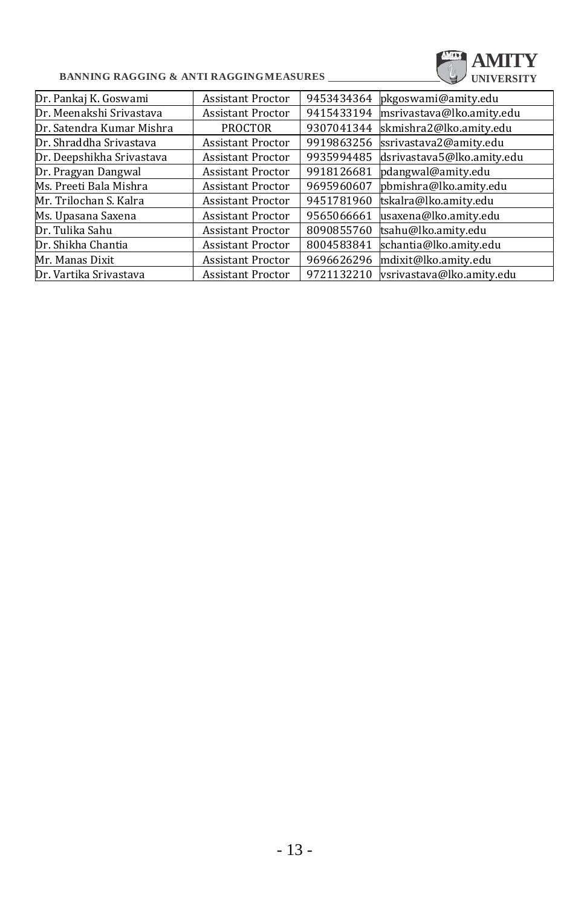| Dr. Pankaj K. Goswami | Assistant Proctor | 9453434364 | pkgoswami@amity.edu |
|---|---|---|---|
| Dr. Meenakshi Srivastava | Assistant Proctor | 9415433194 | msrivastava@lko.amity.edu |
| Dr. Satendra Kumar Mishra | PROCTOR | 9307041344 | skmishra2@lko.amity.edu |
| Dr. Shraddha Srivastava | Assistant Proctor | 9919863256 | ssrivastava2@amity.edu |
| Dr. Deepshikha Srivastava | Assistant Proctor | 9935994485 | dsrivastava5@lko.amity.edu |
| Dr. Pragyan Dangwal | Assistant Proctor | 9918126681 | pdangwal@amity.edu |
| Ms. Preeti Bala Mishra | Assistant Proctor | 9695960607 | pbmishra@lko.amity.edu |
| Mr. Trilochan S. Kalra | Assistant Proctor | 9451781960 | tskalra@lko.amity.edu |
| Ms. Upasana Saxena | Assistant Proctor | 9565066661 | usaxena@lko.amity.edu |
| Dr. Tulika Sahu | Assistant Proctor | 8090855760 | tsahu@lko.amity.edu |
| Dr. Shikha Chantia | Assistant Proctor | 8004583841 | schantia@lko.amity.edu |
| Mr. Manas Dixit | Assistant Proctor | 9696626296 | mdixit@lko.amity.edu |
| Dr. Vartika Srivastava | Assistant Proctor | 9721132210 | vsrivastava@lko.amity.edu |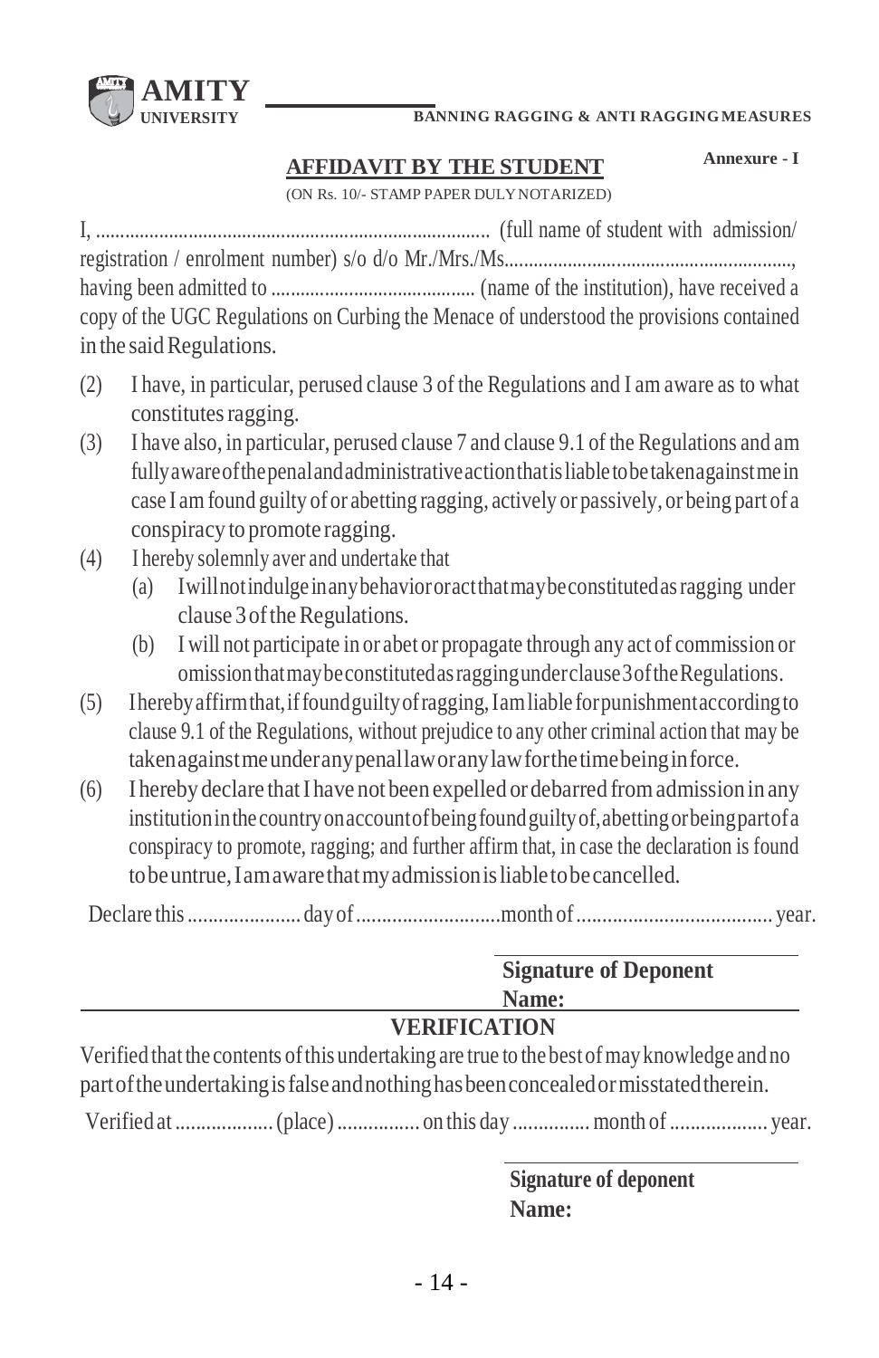**Annexure - I**

## AFFIDAVIT BY THE STUDENT

(ON Rs. 10/- STAMP PAPER DULY NOTARIZED)

I, ................................................................................ (full name of student with admission/ registration / enrolment number) s/o d/o Mr./Mrs./Ms..........................................................., having been admitted to .......................................... (name of the institution), have received a copy of the UGC Regulations on Curbing the Menace of understood the provisions contained in the said Regulations.

(2) I have, in particular, perused clause 3 of the Regulations and I am aware as to what constitutes ragging.

(3) I have also, in particular, perused clause 7 and clause 9.1 of the Regulations and am fully aware of the penal and administrative action that is liable to be taken against me in case I am found guilty of or abetting ragging, actively or passively, or being part of a conspiracy to promote ragging.

(4) I hereby solemnly aver and undertake that

  (a) I will not indulge in any behavior or act that may be constituted as ragging under clause 3 of the Regulations.

  (b) I will not participate in or abet or propagate through any act of commission or omission that may be constituted as ragging under clause 3 of the Regulations.

(5) I hereby affirm that, if found guilty of ragging, I am liable for punishment according to clause 9.1 of the Regulations, without prejudice to any other criminal action that may be taken against me under any penal law or any law for the time being in force.

(6) I hereby declare that I have not been expelled or debarred from admission in any institution in the country on account of being found guilty of, abetting or being part of a conspiracy to promote, ragging; and further affirm that, in case the declaration is found to be untrue, I am aware that my admission is liable to be cancelled.

Declare this ..................... day of ............................month of ..................................... year.

**Signature of Deponent**

**Name:**

### VERIFICATION

Verified that the contents of this undertaking are true to the best of may knowledge and no part of the undertaking is false and nothing has been concealed or misstated therein.

Verified at ................... (place) ................ on this day ............... month of ................... year.

**Signature of deponent**

**Name:**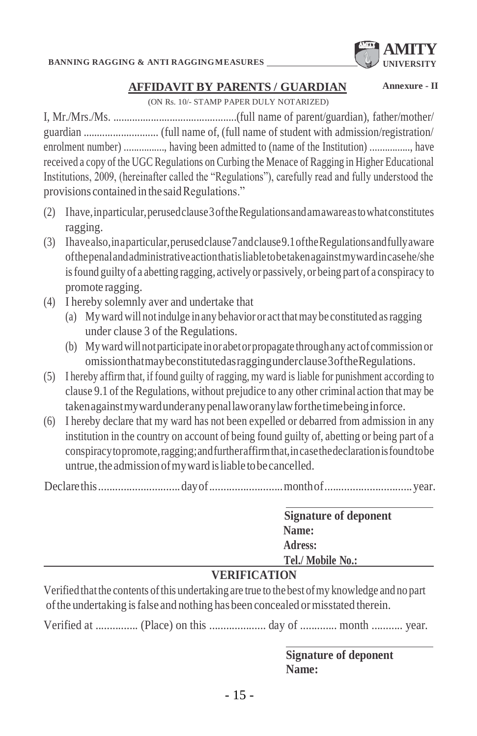## AFFIDAVIT BY PARENTS / GUARDIAN

**Annexure - II**

(ON Rs. 10/- STAMP PAPER DULY NOTARIZED)

I, Mr./Mrs./Ms. .............................................(full name of parent/guardian), father/mother/ guardian ............................ (full name of, (full name of student with admission/registration/ enrolment number) ................, having been admitted to (name of the Institution) ................, have received a copy of the UGC Regulations on Curbing the Menace of Ragging in Higher Educational Institutions, 2009, (hereinafter called the "Regulations"), carefully read and fully understood the provisions contained in the said Regulations."

(2) I have, in particular, perused clause 3 of the Regulations and am aware as to what constitutes ragging.

(3) I have also, in a particular, perused clause 7 and clause 9.1 of the Regulations and fully aware of the penal and administrative action that is liable to be taken against my ward in case he/she is found guilty of a abetting ragging, actively or passively, or being part of a conspiracy to promote ragging.

(4) I hereby solemnly aver and undertake that

   (a) My ward will not indulge in any behavior or act that may be constituted as ragging under clause 3 of the Regulations.

   (b) My ward will not participate in or abet or propagate through any act of commission or omission that may be constituted as ragging under clause 3 of the Regulations.

(5) I hereby affirm that, if found guilty of ragging, my ward is liable for punishment according to clause 9.1 of the Regulations, without prejudice to any other criminal action that may be taken against my ward under any penal law or any law for the time being in force.

(6) I hereby declare that my ward has not been expelled or debarred from admission in any institution in the country on account of being found guilty of, abetting or being part of a conspiracy to promote, ragging; and further affirm that, in case the declaration is found to be untrue, the admission of my ward is liable to be cancelled.

Declare this ............................ day of ......................... month of .............................. year.

**Signature of deponent**
**Name:**
**Adress:**
**Tel./ Mobile No.:**

### VERIFICATION

Verified that the contents of this undertaking are true to the best of my knowledge and no part of the undertaking is false and nothing has been concealed or misstated therein.

Verified at ............... (Place) on this ................... day of ............. month ........... year.

**Signature of deponent**
**Name:**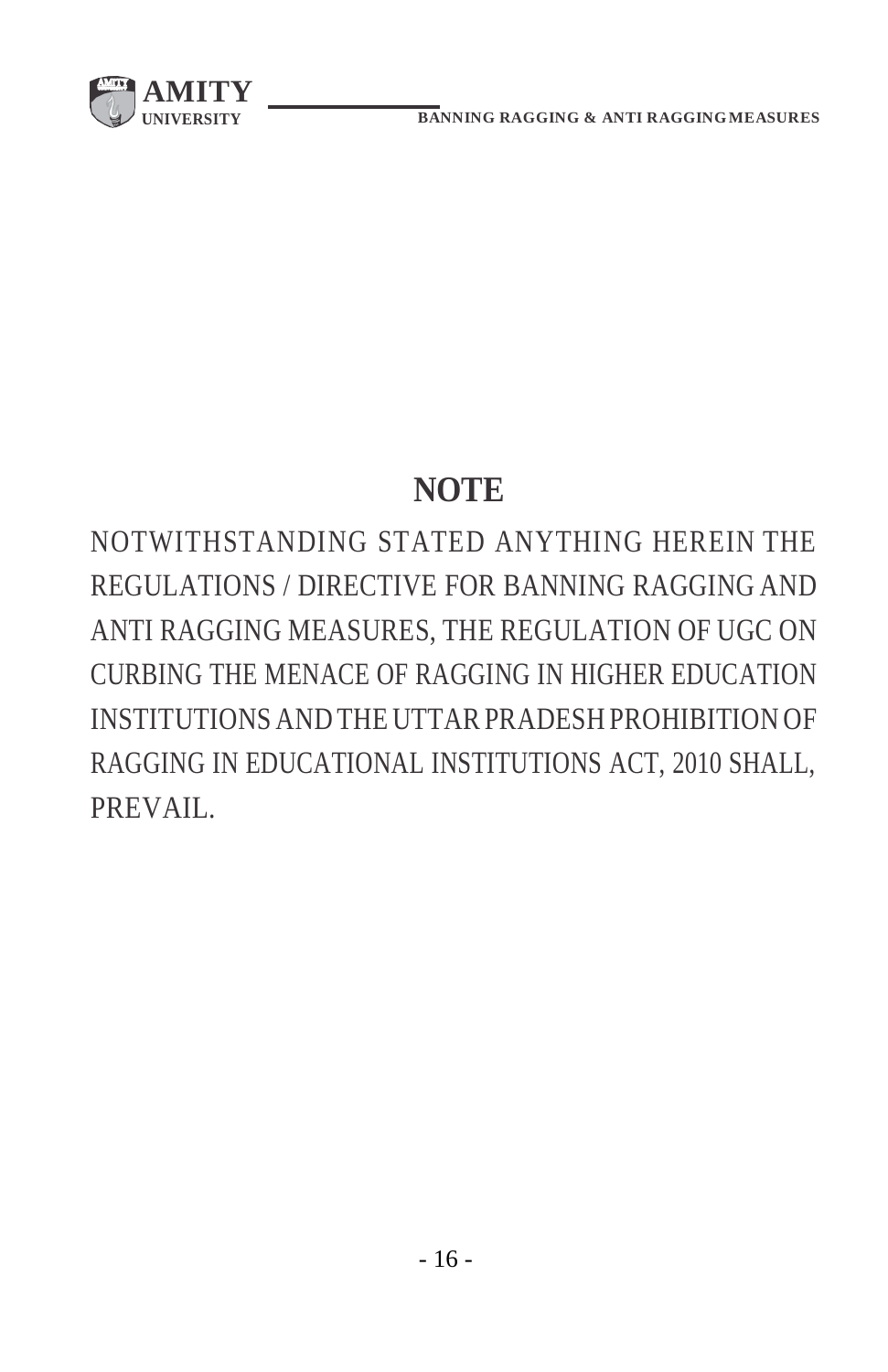# NOTE

NOTWITHSTANDING STATED ANYTHING HEREIN THE REGULATIONS / DIRECTIVE FOR BANNING RAGGING AND ANTI RAGGING MEASURES, THE REGULATION OF UGC ON CURBING THE MENACE OF RAGGING IN HIGHER EDUCATION INSTITUTIONS AND THE UTTAR PRADESH PROHIBITION OF RAGGING IN EDUCATIONAL INSTITUTIONS ACT, 2010 SHALL, PREVAIL.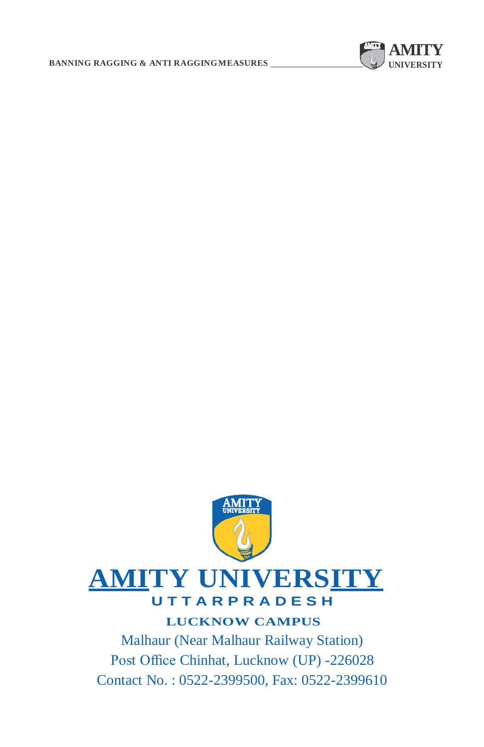# AMITY UNIVERSITY

**UTTARPRADESH**

**LUCKNOW CAMPUS**

Malhaur (Near Malhaur Railway Station)

Post Office Chinhat, Lucknow (UP) -226028

Contact No. : 0522-2399500, Fax: 0522-2399610